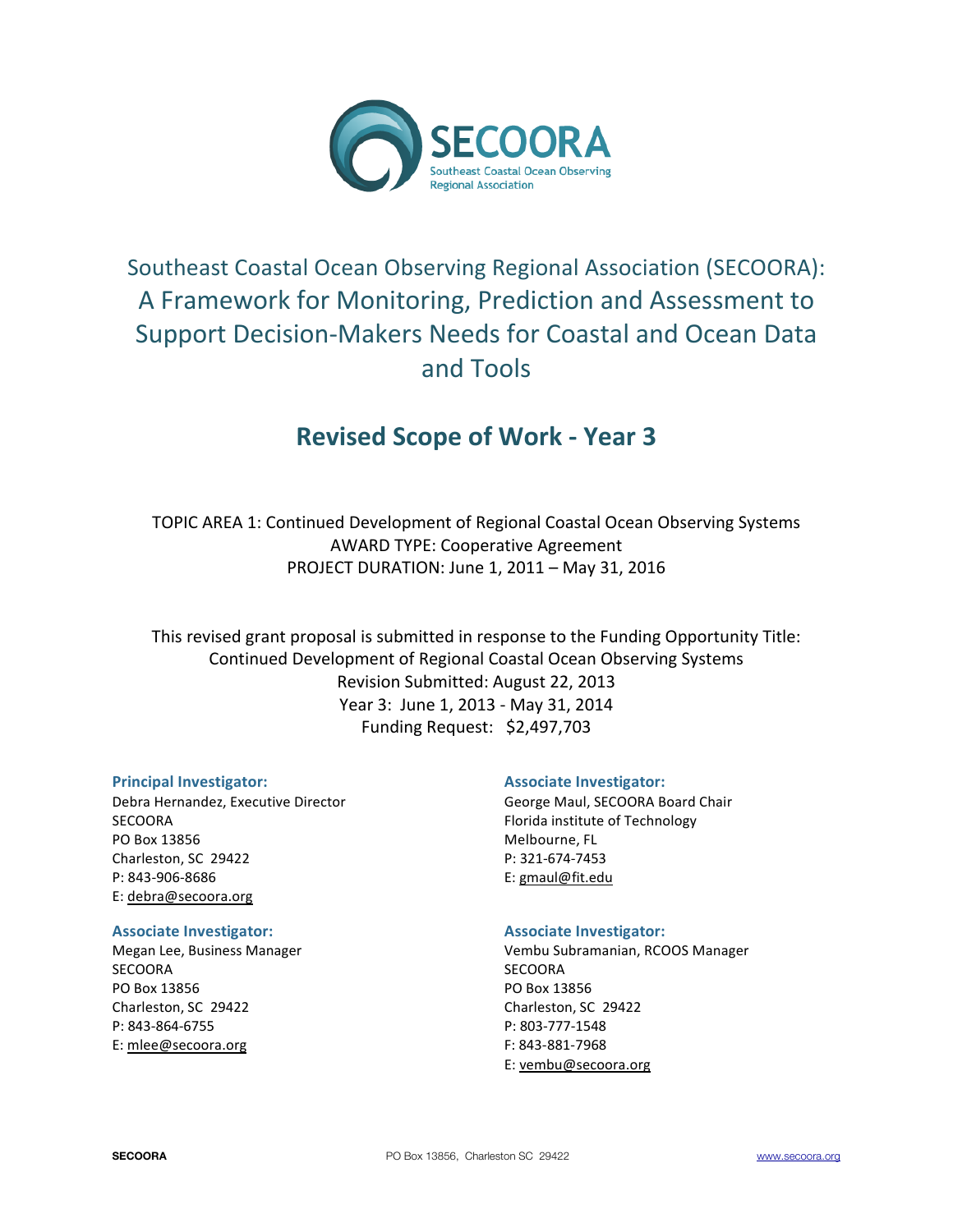SECOORA

Southeast Coastal Ocean Observing Regional Association

# Southeast Coastal Ocean Observing Regional Association (SECOORA): A Framework for Monitoring, Prediction and Assessment to Support Decision-Makers Needs for Coastal and Ocean Data and Tools

## Revised Scope of Work - Year 3

TOPIC AREA 1: Continued Development of Regional Coastal Ocean Observing Systems
AWARD TYPE: Cooperative Agreement
PROJECT DURATION: June 1, 2011 – May 31, 2016

This revised grant proposal is submitted in response to the Funding Opportunity Title:
Continued Development of Regional Coastal Ocean Observing Systems
Revision Submitted: August 22, 2013
Year 3: June 1, 2013 - May 31, 2014
Funding Request: $2,497,703

**Principal Investigator:**
Debra Hernandez, Executive Director
SECOORA
PO Box 13856
Charleston, SC 29422
P: 843-906-8686
E: debra@secoora.org

**Associate Investigator:**
George Maul, SECOORA Board Chair
Florida institute of Technology
Melbourne, FL
P: 321-674-7453
E: gmaul@fit.edu

**Associate Investigator:**
Megan Lee, Business Manager
SECOORA
PO Box 13856
Charleston, SC 29422
P: 843-864-6755
E: mlee@secoora.org

**Associate Investigator:**
Vembu Subramanian, RCOOS Manager
SECOORA
PO Box 13856
Charleston, SC 29422
P: 803-777-1548
F: 843-881-7968
E: vembu@secoora.org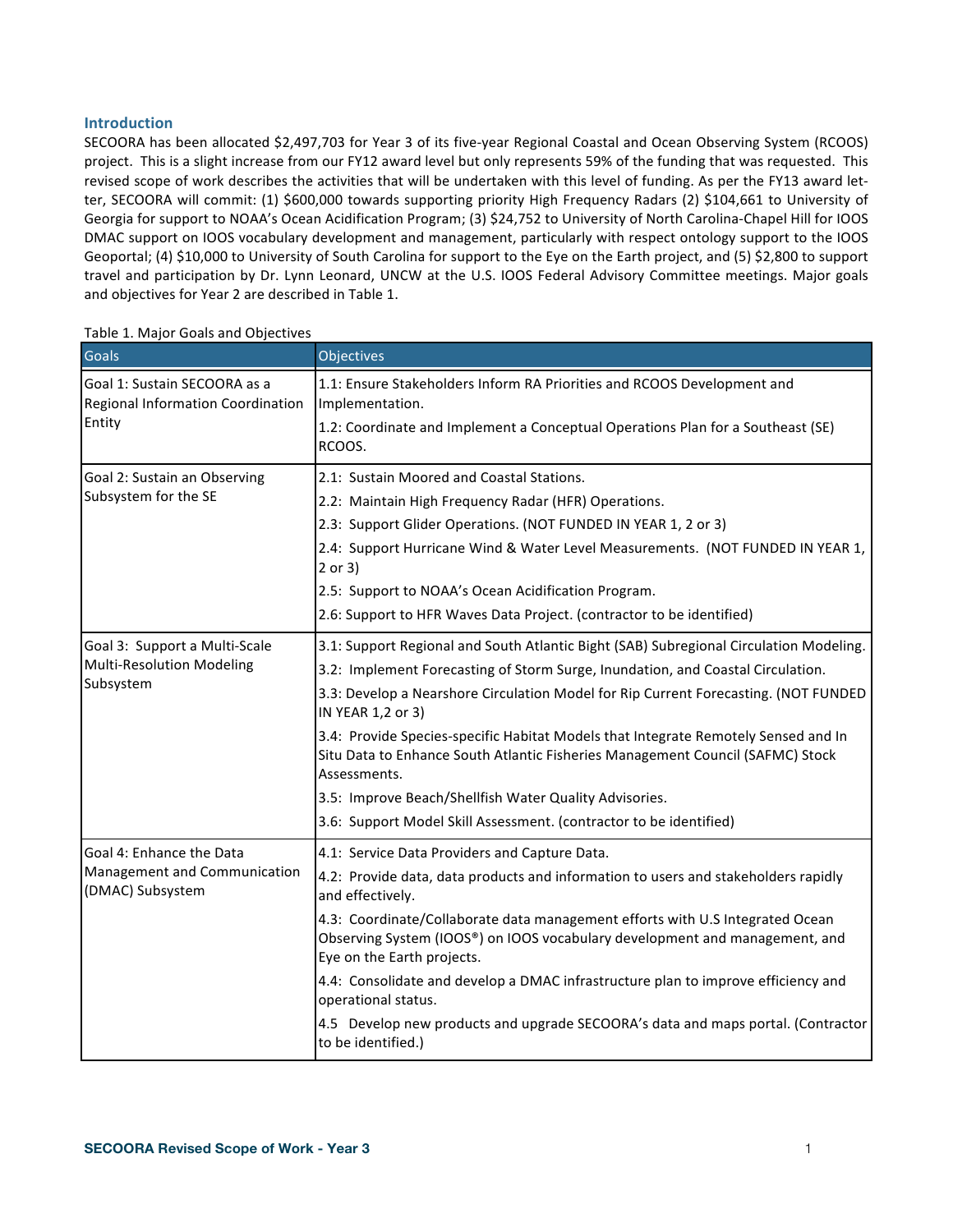## Introduction

SECOORA has been allocated $2,497,703 for Year 3 of its five-year Regional Coastal and Ocean Observing System (RCOOS) project. This is a slight increase from our FY12 award level but only represents 59% of the funding that was requested. This revised scope of work describes the activities that will be undertaken with this level of funding. As per the FY13 award letter, SECOORA will commit: (1) $600,000 towards supporting priority High Frequency Radars (2) $104,661 to University of Georgia for support to NOAA's Ocean Acidification Program; (3) $24,752 to University of North Carolina-Chapel Hill for IOOS DMAC support on IOOS vocabulary development and management, particularly with respect ontology support to the IOOS Geoportal; (4) $10,000 to University of South Carolina for support to the Eye on the Earth project, and (5) $2,800 to support travel and participation by Dr. Lynn Leonard, UNCW at the U.S. IOOS Federal Advisory Committee meetings. Major goals and objectives for Year 2 are described in Table 1.

Table 1. Major Goals and Objectives

| Goals | Objectives |
|---|---|
| Goal 1: Sustain SECOORA as a Regional Information Coordination Entity | 1.1: Ensure Stakeholders Inform RA Priorities and RCOOS Development and Implementation.<br>1.2: Coordinate and Implement a Conceptual Operations Plan for a Southeast (SE) RCOOS. |
| Goal 2: Sustain an Observing Subsystem for the SE | 2.1: Sustain Moored and Coastal Stations.<br>2.2: Maintain High Frequency Radar (HFR) Operations.<br>2.3: Support Glider Operations. (NOT FUNDED IN YEAR 1, 2 or 3)<br>2.4: Support Hurricane Wind & Water Level Measurements. (NOT FUNDED IN YEAR 1, 2 or 3)<br>2.5: Support to NOAA's Ocean Acidification Program.<br>2.6: Support to HFR Waves Data Project. (contractor to be identified) |
| Goal 3: Support a Multi-Scale Multi-Resolution Modeling Subsystem | 3.1: Support Regional and South Atlantic Bight (SAB) Subregional Circulation Modeling.<br>3.2: Implement Forecasting of Storm Surge, Inundation, and Coastal Circulation.<br>3.3: Develop a Nearshore Circulation Model for Rip Current Forecasting. (NOT FUNDED IN YEAR 1,2 or 3)<br>3.4: Provide Species-specific Habitat Models that Integrate Remotely Sensed and In Situ Data to Enhance South Atlantic Fisheries Management Council (SAFMC) Stock Assessments.<br>3.5: Improve Beach/Shellfish Water Quality Advisories.<br>3.6: Support Model Skill Assessment. (contractor to be identified) |
| Goal 4: Enhance the Data Management and Communication (DMAC) Subsystem | 4.1: Service Data Providers and Capture Data.<br>4.2: Provide data, data products and information to users and stakeholders rapidly and effectively.<br>4.3: Coordinate/Collaborate data management efforts with U.S Integrated Ocean Observing System (IOOS®) on IOOS vocabulary development and management, and Eye on the Earth projects.<br>4.4: Consolidate and develop a DMAC infrastructure plan to improve efficiency and operational status.<br>4.5 Develop new products and upgrade SECOORA's data and maps portal. (Contractor to be identified.) |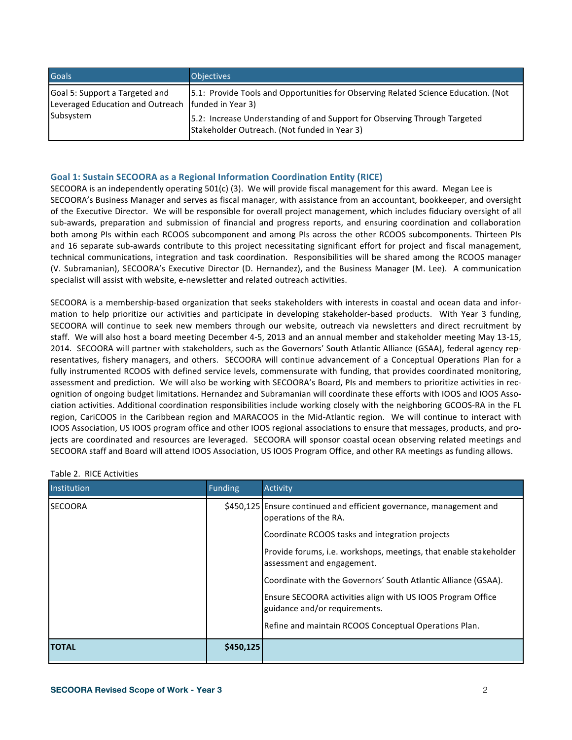| Goals | Objectives |
|---|---|
| Goal 5: Support a Targeted and Leveraged Education and Outreach Subsystem | 5.1: Provide Tools and Opportunities for Observing Related Science Education. (Not funded in Year 3)<br>5.2: Increase Understanding of and Support for Observing Through Targeted Stakeholder Outreach. (Not funded in Year 3) |

### Goal 1: Sustain SECOORA as a Regional Information Coordination Entity (RICE)

SECOORA is an independently operating 501(c) (3). We will provide fiscal management for this award. Megan Lee is SECOORA's Business Manager and serves as fiscal manager, with assistance from an accountant, bookkeeper, and oversight of the Executive Director. We will be responsible for overall project management, which includes fiduciary oversight of all sub-awards, preparation and submission of financial and progress reports, and ensuring coordination and collaboration both among PIs within each RCOOS subcomponent and among PIs across the other RCOOS subcomponents. Thirteen PIs and 16 separate sub-awards contribute to this project necessitating significant effort for project and fiscal management, technical communications, integration and task coordination. Responsibilities will be shared among the RCOOS manager (V. Subramanian), SECOORA's Executive Director (D. Hernandez), and the Business Manager (M. Lee). A communication specialist will assist with website, e-newsletter and related outreach activities.

SECOORA is a membership-based organization that seeks stakeholders with interests in coastal and ocean data and information to help prioritize our activities and participate in developing stakeholder-based products. With Year 3 funding, SECOORA will continue to seek new members through our website, outreach via newsletters and direct recruitment by staff. We will also host a board meeting December 4-5, 2013 and an annual member and stakeholder meeting May 13-15, 2014. SECOORA will partner with stakeholders, such as the Governors' South Atlantic Alliance (GSAA), federal agency representatives, fishery managers, and others. SECOORA will continue advancement of a Conceptual Operations Plan for a fully instrumented RCOOS with defined service levels, commensurate with funding, that provides coordinated monitoring, assessment and prediction. We will also be working with SECOORA's Board, PIs and members to prioritize activities in recognition of ongoing budget limitations. Hernandez and Subramanian will coordinate these efforts with IOOS and IOOS Association activities. Additional coordination responsibilities include working closely with the neighboring GCOOS-RA in the FL region, CariCOOS in the Caribbean region and MARACOOS in the Mid-Atlantic region. We will continue to interact with IOOS Association, US IOOS program office and other IOOS regional associations to ensure that messages, products, and projects are coordinated and resources are leveraged. SECOORA will sponsor coastal ocean observing related meetings and SECOORA staff and Board will attend IOOS Association, US IOOS Program Office, and other RA meetings as funding allows.

Table 2. RICE Activities

| Institution | Funding | Activity |
|---|---|---|
| SECOORA | $450,125 | Ensure continued and efficient governance, management and operations of the RA.<br>Coordinate RCOOS tasks and integration projects<br>Provide forums, i.e. workshops, meetings, that enable stakeholder assessment and engagement.<br>Coordinate with the Governors' South Atlantic Alliance (GSAA).<br>Ensure SECOORA activities align with US IOOS Program Office guidance and/or requirements.<br>Refine and maintain RCOOS Conceptual Operations Plan. |
| **TOTAL** | **$450,125** | |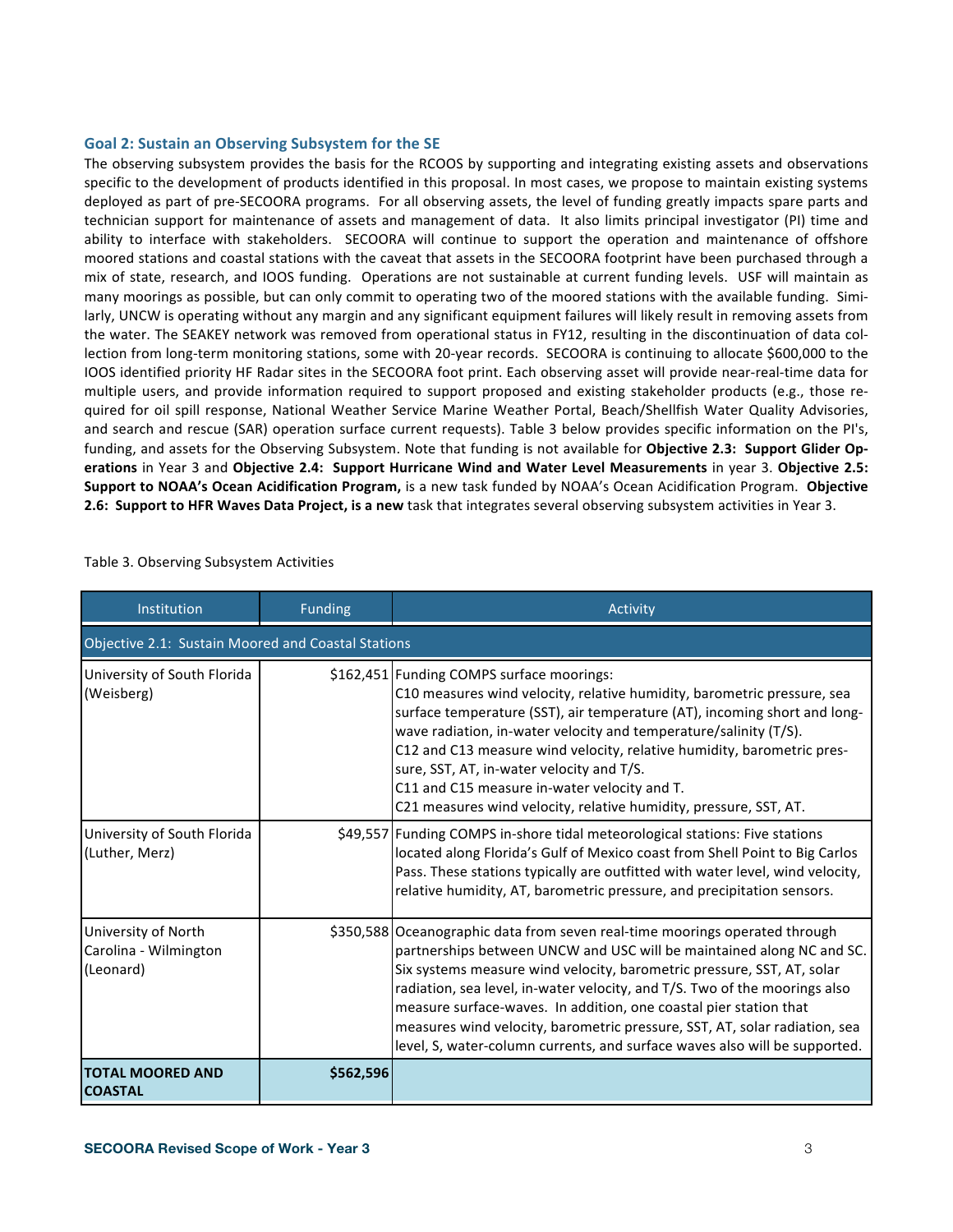### Goal 2: Sustain an Observing Subsystem for the SE

The observing subsystem provides the basis for the RCOOS by supporting and integrating existing assets and observations specific to the development of products identified in this proposal. In most cases, we propose to maintain existing systems deployed as part of pre-SECOORA programs. For all observing assets, the level of funding greatly impacts spare parts and technician support for maintenance of assets and management of data. It also limits principal investigator (PI) time and ability to interface with stakeholders. SECOORA will continue to support the operation and maintenance of offshore moored stations and coastal stations with the caveat that assets in the SECOORA footprint have been purchased through a mix of state, research, and IOOS funding. Operations are not sustainable at current funding levels. USF will maintain as many moorings as possible, but can only commit to operating two of the moored stations with the available funding. Similarly, UNCW is operating without any margin and any significant equipment failures will likely result in removing assets from the water. The SEAKEY network was removed from operational status in FY12, resulting in the discontinuation of data collection from long-term monitoring stations, some with 20-year records. SECOORA is continuing to allocate $600,000 to the IOOS identified priority HF Radar sites in the SECOORA foot print. Each observing asset will provide near-real-time data for multiple users, and provide information required to support proposed and existing stakeholder products (e.g., those required for oil spill response, National Weather Service Marine Weather Portal, Beach/Shellfish Water Quality Advisories, and search and rescue (SAR) operation surface current requests). Table 3 below provides specific information on the PI's, funding, and assets for the Observing Subsystem. Note that funding is not available for **Objective 2.3: Support Glider Operations** in Year 3 and **Objective 2.4: Support Hurricane Wind and Water Level Measurements** in year 3. **Objective 2.5: Support to NOAA's Ocean Acidification Program,** is a new task funded by NOAA's Ocean Acidification Program. **Objective 2.6: Support to HFR Waves Data Project, is a new** task that integrates several observing subsystem activities in Year 3.

Table 3. Observing Subsystem Activities

| Institution | Funding | Activity |
|---|---|---|
| Objective 2.1: Sustain Moored and Coastal Stations | | |
| University of South Florida (Weisberg) | $162,451 | Funding COMPS surface moorings:<br>C10 measures wind velocity, relative humidity, barometric pressure, sea surface temperature (SST), air temperature (AT), incoming short and long-wave radiation, in-water velocity and temperature/salinity (T/S).<br>C12 and C13 measure wind velocity, relative humidity, barometric pressure, SST, AT, in-water velocity and T/S.<br>C11 and C15 measure in-water velocity and T.<br>C21 measures wind velocity, relative humidity, pressure, SST, AT. |
| University of South Florida (Luther, Merz) | $49,557 | Funding COMPS in-shore tidal meteorological stations: Five stations located along Florida's Gulf of Mexico coast from Shell Point to Big Carlos Pass. These stations typically are outfitted with water level, wind velocity, relative humidity, AT, barometric pressure, and precipitation sensors. |
| University of North Carolina - Wilmington (Leonard) | $350,588 | Oceanographic data from seven real-time moorings operated through partnerships between UNCW and USC will be maintained along NC and SC. Six systems measure wind velocity, barometric pressure, SST, AT, solar radiation, sea level, in-water velocity, and T/S. Two of the moorings also measure surface-waves. In addition, one coastal pier station that measures wind velocity, barometric pressure, SST, AT, solar radiation, sea level, S, water-column currents, and surface waves also will be supported. |
| **TOTAL MOORED AND COASTAL** | **$562,596** | |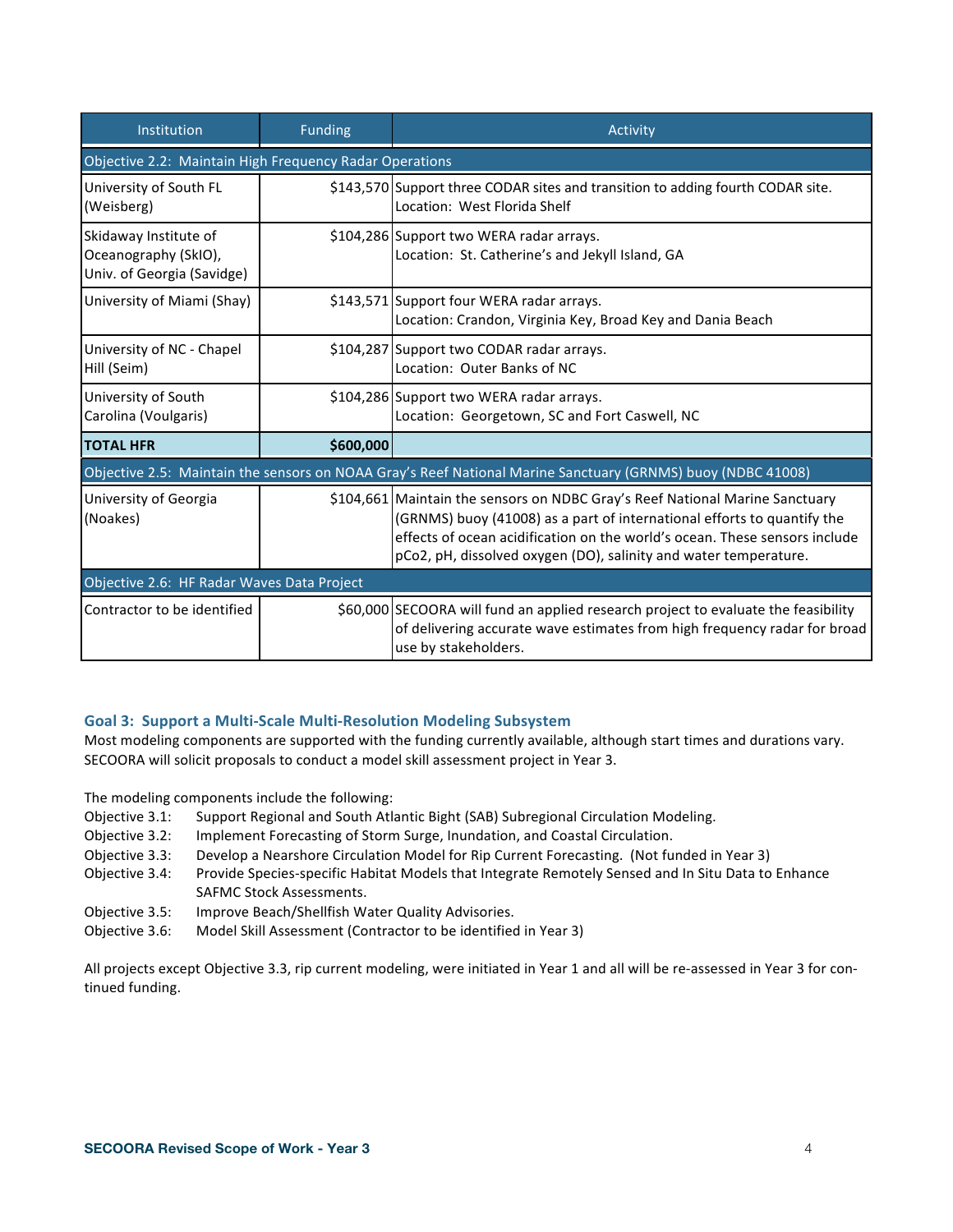| Institution | Funding | Activity |
|---|---|---|
| **Objective 2.2: Maintain High Frequency Radar Operations** | | |
| University of South FL (Weisberg) | $143,570 | Support three CODAR sites and transition to adding fourth CODAR site. Location: West Florida Shelf |
| Skidaway Institute of Oceanography (SkIO), Univ. of Georgia (Savidge) | $104,286 | Support two WERA radar arrays. Location: St. Catherine's and Jekyll Island, GA |
| University of Miami (Shay) | $143,571 | Support four WERA radar arrays. Location: Crandon, Virginia Key, Broad Key and Dania Beach |
| University of NC - Chapel Hill (Seim) | $104,287 | Support two CODAR radar arrays. Location: Outer Banks of NC |
| University of South Carolina (Voulgaris) | $104,286 | Support two WERA radar arrays. Location: Georgetown, SC and Fort Caswell, NC |
| **TOTAL HFR** | **$600,000** | |
| **Objective 2.5: Maintain the sensors on NOAA Gray's Reef National Marine Sanctuary (GRNMS) buoy (NDBC 41008)** | | |
| University of Georgia (Noakes) | $104,661 | Maintain the sensors on NDBC Gray's Reef National Marine Sanctuary (GRNMS) buoy (41008) as a part of international efforts to quantify the effects of ocean acidification on the world's ocean. These sensors include pCo2, pH, dissolved oxygen (DO), salinity and water temperature. |
| **Objective 2.6: HF Radar Waves Data Project** | | |
| Contractor to be identified | $60,000 | SECOORA will fund an applied research project to evaluate the feasibility of delivering accurate wave estimates from high frequency radar for broad use by stakeholders. |

## Goal 3: Support a Multi-Scale Multi-Resolution Modeling Subsystem

Most modeling components are supported with the funding currently available, although start times and durations vary. SECOORA will solicit proposals to conduct a model skill assessment project in Year 3.

The modeling components include the following:

- Objective 3.1: Support Regional and South Atlantic Bight (SAB) Subregional Circulation Modeling.
- Objective 3.2: Implement Forecasting of Storm Surge, Inundation, and Coastal Circulation.
- Objective 3.3: Develop a Nearshore Circulation Model for Rip Current Forecasting. (Not funded in Year 3)
- Objective 3.4: Provide Species-specific Habitat Models that Integrate Remotely Sensed and In Situ Data to Enhance SAFMC Stock Assessments.
- Objective 3.5: Improve Beach/Shellfish Water Quality Advisories.
- Objective 3.6: Model Skill Assessment (Contractor to be identified in Year 3)

All projects except Objective 3.3, rip current modeling, were initiated in Year 1 and all will be re-assessed in Year 3 for continued funding.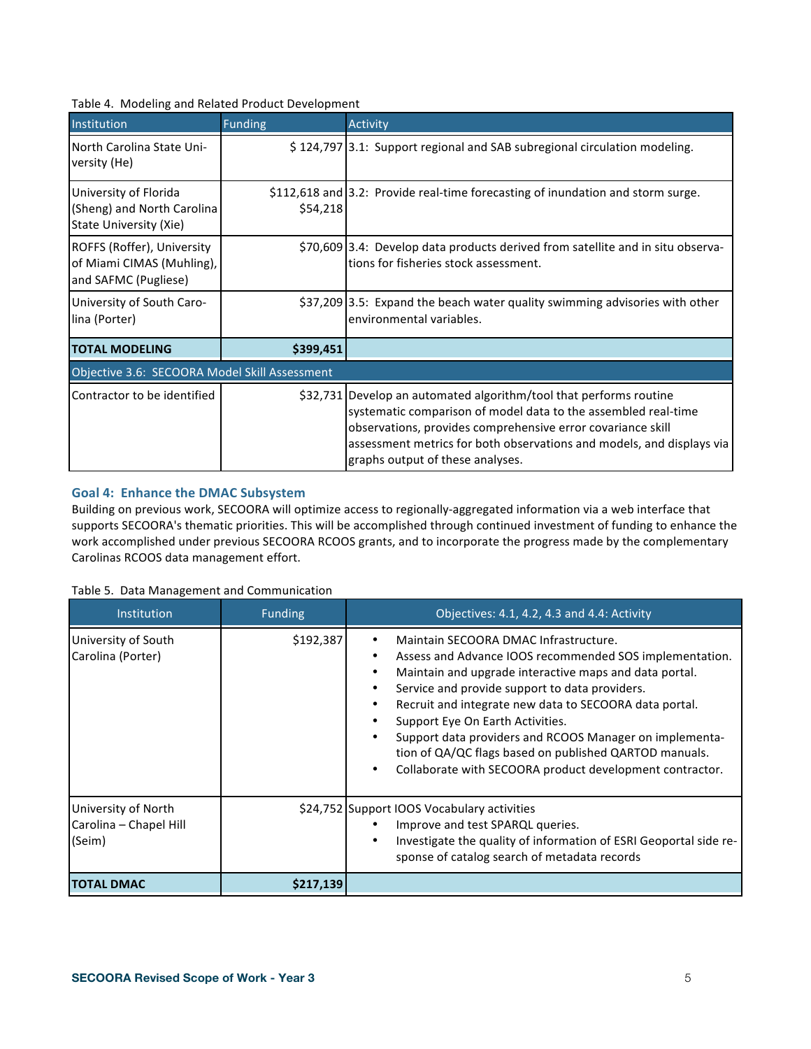Table 4. Modeling and Related Product Development

| Institution | Funding | Activity |
|---|---|---|
| North Carolina State University (He) | $ 124,797 | 3.1: Support regional and SAB subregional circulation modeling. |
| University of Florida (Sheng) and North Carolina State University (Xie) | $112,618 and $54,218 | 3.2: Provide real-time forecasting of inundation and storm surge. |
| ROFFS (Roffer), University of Miami CIMAS (Muhling), and SAFMC (Pugliese) | $70,609 | 3.4: Develop data products derived from satellite and in situ observations for fisheries stock assessment. |
| University of South Carolina (Porter) | $37,209 | 3.5: Expand the beach water quality swimming advisories with other environmental variables. |
| **TOTAL MODELING** | **$399,451** | |
| Objective 3.6: SECOORA Model Skill Assessment | | |
| Contractor to be identified | $32,731 | Develop an automated algorithm/tool that performs routine systematic comparison of model data to the assembled real-time observations, provides comprehensive error covariance skill assessment metrics for both observations and models, and displays via graphs output of these analyses. |

## Goal 4: Enhance the DMAC Subsystem

Building on previous work, SECOORA will optimize access to regionally-aggregated information via a web interface that supports SECOORA's thematic priorities. This will be accomplished through continued investment of funding to enhance the work accomplished under previous SECOORA RCOOS grants, and to incorporate the progress made by the complementary Carolinas RCOOS data management effort.

Table 5. Data Management and Communication

| Institution | Funding | Objectives: 4.1, 4.2, 4.3 and 4.4: Activity |
|---|---|---|
| University of South Carolina (Porter) | $192,387 | • Maintain SECOORA DMAC Infrastructure.<br>• Assess and Advance IOOS recommended SOS implementation.<br>• Maintain and upgrade interactive maps and data portal.<br>• Service and provide support to data providers.<br>• Recruit and integrate new data to SECOORA data portal.<br>• Support Eye On Earth Activities.<br>• Support data providers and RCOOS Manager on implementation of QA/QC flags based on published QARTOD manuals.<br>• Collaborate with SECOORA product development contractor. |
| University of North Carolina – Chapel Hill (Seim) | $24,752 | Support IOOS Vocabulary activities<br>• Improve and test SPARQL queries.<br>• Investigate the quality of information of ESRI Geoportal side response of catalog search of metadata records |
| **TOTAL DMAC** | **$217,139** | |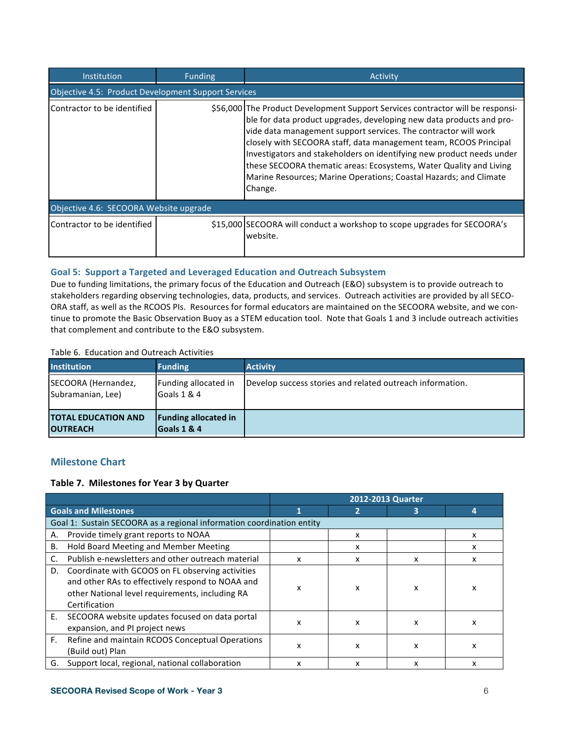| Institution | Funding | Activity |
|---|---|---|
| Objective 4.5: Product Development Support Services | | |
| Contractor to be identified | $56,000 | The Product Development Support Services contractor will be responsible for data product upgrades, developing new data products and provide data management support services. The contractor will work closely with SECOORA staff, data management team, RCOOS Principal Investigators and stakeholders on identifying new product needs under these SECOORA thematic areas: Ecosystems, Water Quality and Living Marine Resources; Marine Operations; Coastal Hazards; and Climate Change. |
| Objective 4.6: SECOORA Website upgrade | | |
| Contractor to be identified | $15,000 | SECOORA will conduct a workshop to scope upgrades for SECOORA's website. |

### Goal 5: Support a Targeted and Leveraged Education and Outreach Subsystem

Due to funding limitations, the primary focus of the Education and Outreach (E&O) subsystem is to provide outreach to stakeholders regarding observing technologies, data, products, and services. Outreach activities are provided by all SECOORA staff, as well as the RCOOS PIs. Resources for formal educators are maintained on the SECOORA website, and we continue to promote the Basic Observation Buoy as a STEM education tool. Note that Goals 1 and 3 include outreach activities that complement and contribute to the E&O subsystem.

Table 6. Education and Outreach Activities

| Institution | Funding | Activity |
|---|---|---|
| SECOORA (Hernandez, Subramanian, Lee) | Funding allocated in Goals 1 & 4 | Develop success stories and related outreach information. |
| **TOTAL EDUCATION AND OUTREACH** | **Funding allocated in Goals 1 & 4** | |

## Milestone Chart

**Table 7. Milestones for Year 3 by Quarter**

| | 2012-2013 Quarter | | | |
|---|---|---|---|---|
| **Goals and Milestones** | **1** | **2** | **3** | **4** |
| Goal 1: Sustain SECOORA as a regional information coordination entity | | | | |
| A. Provide timely grant reports to NOAA | | x | | x |
| B. Hold Board Meeting and Member Meeting | | x | | x |
| C. Publish e-newsletters and other outreach material | x | x | x | x |
| D. Coordinate with GCOOS on FL observing activities and other RAs to effectively respond to NOAA and other National level requirements, including RA Certification | x | x | x | x |
| E. SECOORA website updates focused on data portal expansion, and PI project news | x | x | x | x |
| F. Refine and maintain RCOOS Conceptual Operations (Build out) Plan | x | x | x | x |
| G. Support local, regional, national collaboration | x | x | x | x |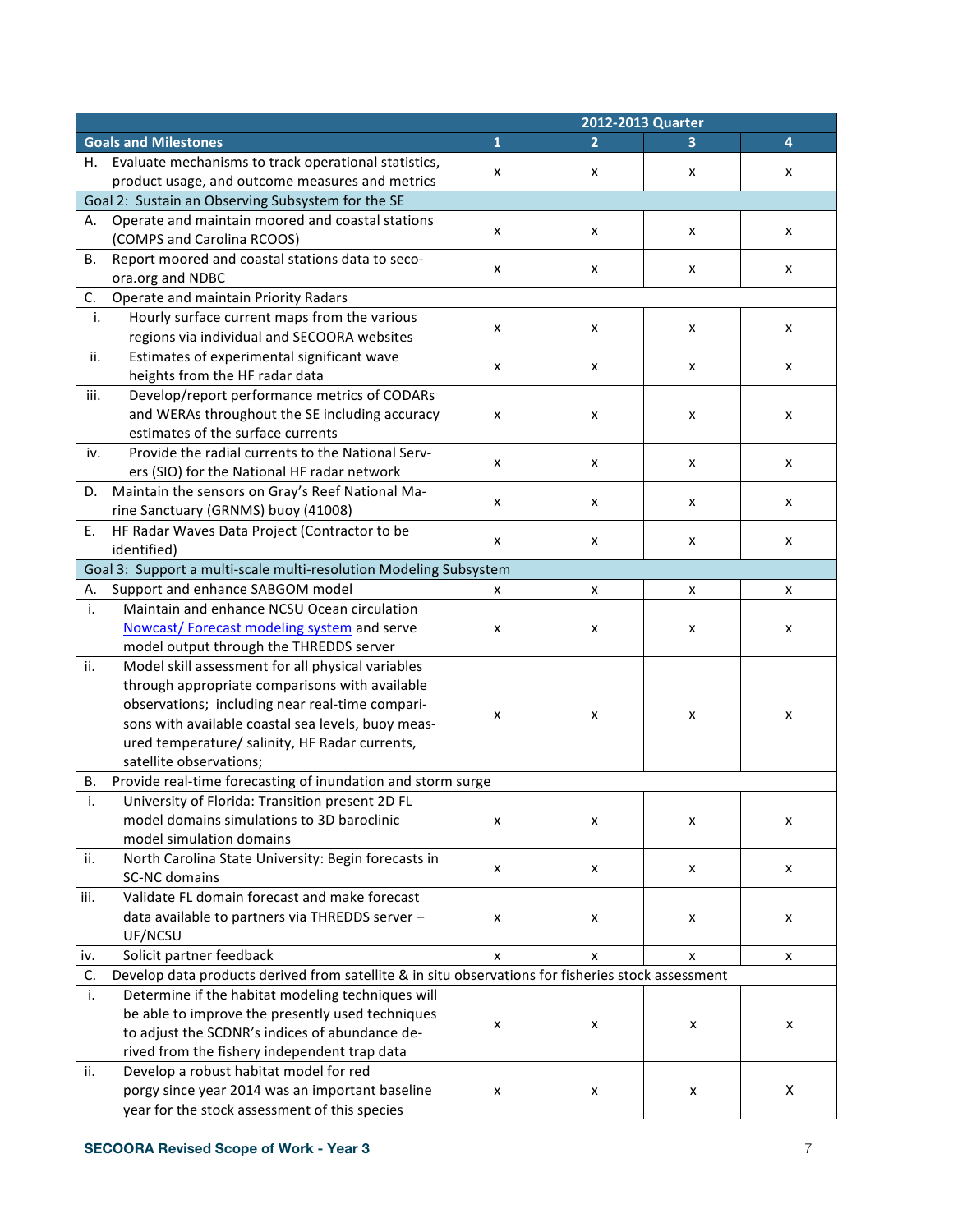| Goals and Milestones | 2012-2013 Quarter | | | |
|---|---|---|---|---|
| | 1 | 2 | 3 | 4 |
| H. Evaluate mechanisms to track operational statistics, product usage, and outcome measures and metrics | x | x | x | x |
| Goal 2: Sustain an Observing Subsystem for the SE | | | | |
| A. Operate and maintain moored and coastal stations (COMPS and Carolina RCOOS) | x | x | x | x |
| B. Report moored and coastal stations data to secoora.org and NDBC | x | x | x | x |
| C. Operate and maintain Priority Radars | | | | |
| i. Hourly surface current maps from the various regions via individual and SECOORA websites | x | x | x | x |
| ii. Estimates of experimental significant wave heights from the HF radar data | x | x | x | x |
| iii. Develop/report performance metrics of CODARs and WERAs throughout the SE including accuracy estimates of the surface currents | x | x | x | x |
| iv. Provide the radial currents to the National Servers (SIO) for the National HF radar network | x | x | x | x |
| D. Maintain the sensors on Gray's Reef National Marine Sanctuary (GRNMS) buoy (41008) | x | x | x | x |
| E. HF Radar Waves Data Project (Contractor to be identified) | x | x | x | x |
| Goal 3: Support a multi-scale multi-resolution Modeling Subsystem | | | | |
| A. Support and enhance SABGOM model | x | x | x | x |
| i. Maintain and enhance NCSU Ocean circulation Nowcast/ Forecast modeling system and serve model output through the THREDDS server | x | x | x | x |
| ii. Model skill assessment for all physical variables through appropriate comparisons with available observations; including near real-time comparisons with available coastal sea levels, buoy measured temperature/ salinity, HF Radar currents, satellite observations; | x | x | x | x |
| B. Provide real-time forecasting of inundation and storm surge | | | | |
| i. University of Florida: Transition present 2D FL model domains simulations to 3D baroclinic model simulation domains | x | x | x | x |
| ii. North Carolina State University: Begin forecasts in SC-NC domains | x | x | x | x |
| iii. Validate FL domain forecast and make forecast data available to partners via THREDDS server – UF/NCSU | x | x | x | x |
| iv. Solicit partner feedback | x | x | x | x |
| C. Develop data products derived from satellite & in situ observations for fisheries stock assessment | | | | |
| i. Determine if the habitat modeling techniques will be able to improve the presently used techniques to adjust the SCDNR's indices of abundance derived from the fishery independent trap data | x | x | x | x |
| ii. Develop a robust habitat model for red porgy since year 2014 was an important baseline year for the stock assessment of this species | x | x | x | X |

SECOORA Revised Scope of Work - Year 3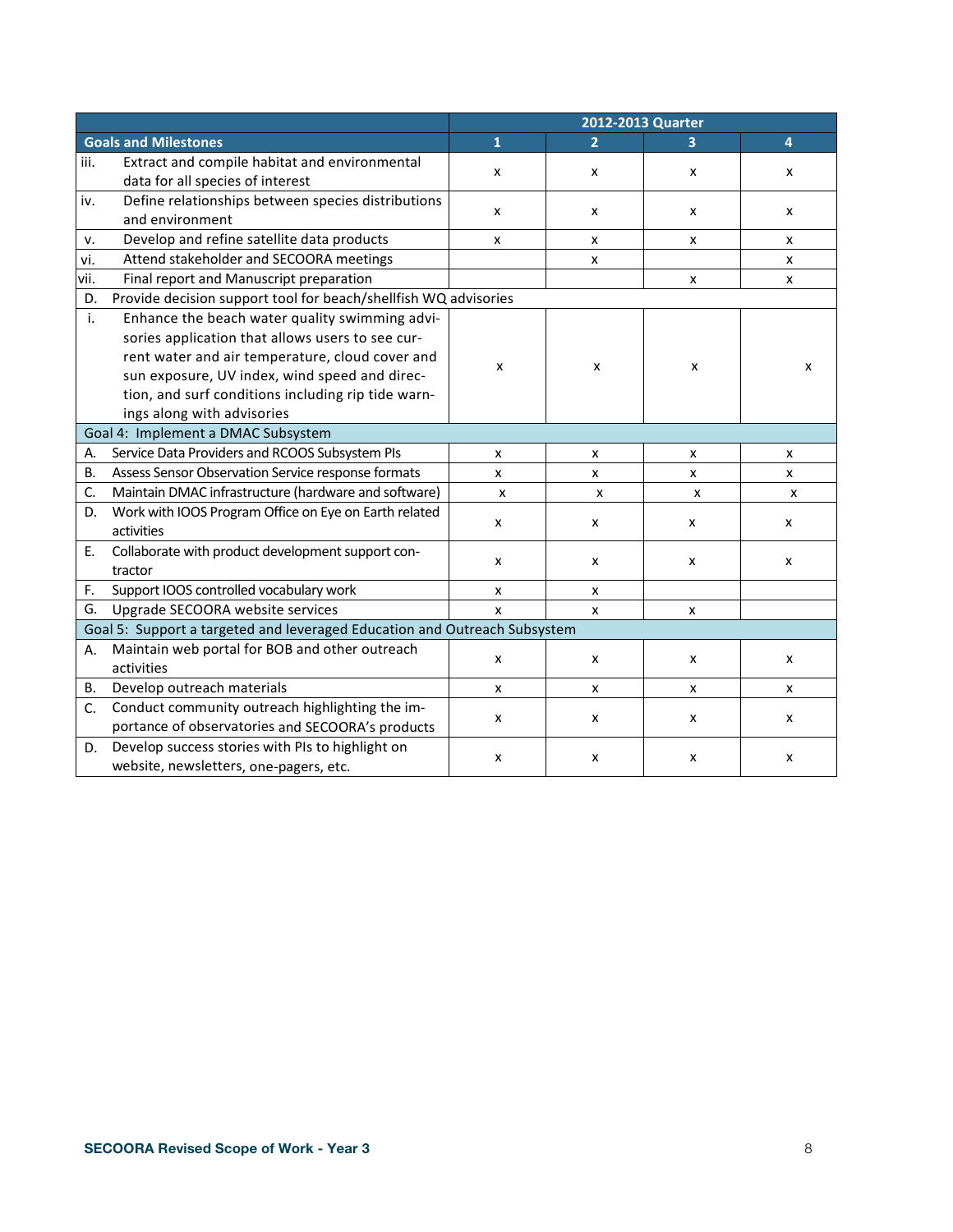| Goals and Milestones | 2012-2013 Quarter 1 | 2 | 3 | 4 |
|---|---|---|---|---|
| iii. Extract and compile habitat and environmental data for all species of interest | x | x | x | x |
| iv. Define relationships between species distributions and environment | x | x | x | x |
| v. Develop and refine satellite data products | x | x | x | x |
| vi. Attend stakeholder and SECOORA meetings | | x | | x |
| vii. Final report and Manuscript preparation | | | x | x |
| D. Provide decision support tool for beach/shellfish WQ advisories | | | | |
| i. Enhance the beach water quality swimming advisories application that allows users to see current water and air temperature, cloud cover and sun exposure, UV index, wind speed and direction, and surf conditions including rip tide warnings along with advisories | x | x | x | x |
| Goal 4: Implement a DMAC Subsystem | | | | |
| A. Service Data Providers and RCOOS Subsystem PIs | x | x | x | x |
| B. Assess Sensor Observation Service response formats | x | x | x | x |
| C. Maintain DMAC infrastructure (hardware and software) | x | x | x | x |
| D. Work with IOOS Program Office on Eye on Earth related activities | x | x | x | x |
| E. Collaborate with product development support contractor | x | x | x | x |
| F. Support IOOS controlled vocabulary work | x | x | | |
| G. Upgrade SECOORA website services | x | x | x | |
| Goal 5: Support a targeted and leveraged Education and Outreach Subsystem | | | | |
| A. Maintain web portal for BOB and other outreach activities | x | x | x | x |
| B. Develop outreach materials | x | x | x | x |
| C. Conduct community outreach highlighting the importance of observatories and SECOORA's products | x | x | x | x |
| D. Develop success stories with PIs to highlight on website, newsletters, one-pagers, etc. | x | x | x | x |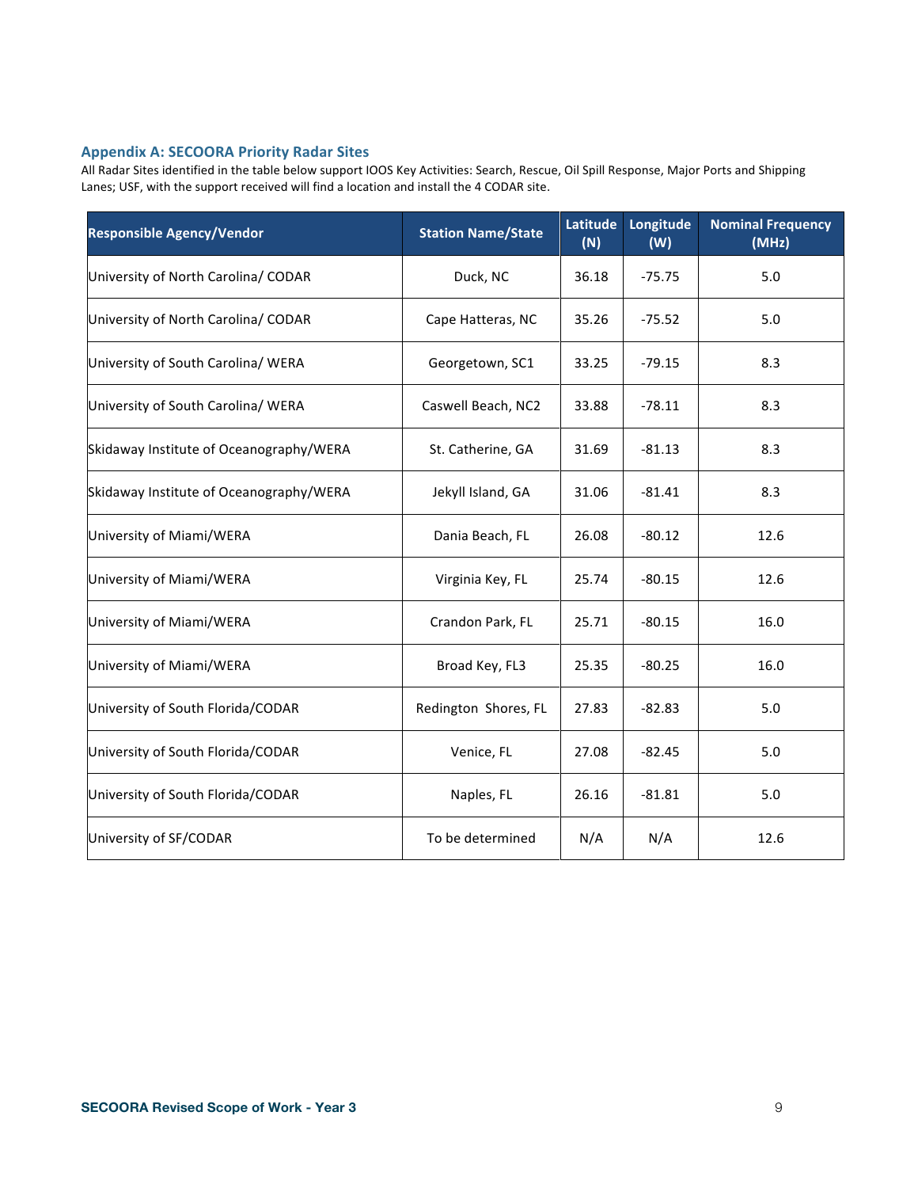## Appendix A: SECOORA Priority Radar Sites

All Radar Sites identified in the table below support IOOS Key Activities: Search, Rescue, Oil Spill Response, Major Ports and Shipping Lanes; USF, with the support received will find a location and install the 4 CODAR site.

| Responsible Agency/Vendor | Station Name/State | Latitude (N) | Longitude (W) | Nominal Frequency (MHz) |
|---|---|---|---|---|
| University of North Carolina/ CODAR | Duck, NC | 36.18 | -75.75 | 5.0 |
| University of North Carolina/ CODAR | Cape Hatteras, NC | 35.26 | -75.52 | 5.0 |
| University of South Carolina/ WERA | Georgetown, SC1 | 33.25 | -79.15 | 8.3 |
| University of South Carolina/ WERA | Caswell Beach, NC2 | 33.88 | -78.11 | 8.3 |
| Skidaway Institute of Oceanography/WERA | St. Catherine, GA | 31.69 | -81.13 | 8.3 |
| Skidaway Institute of Oceanography/WERA | Jekyll Island, GA | 31.06 | -81.41 | 8.3 |
| University of Miami/WERA | Dania Beach, FL | 26.08 | -80.12 | 12.6 |
| University of Miami/WERA | Virginia Key, FL | 25.74 | -80.15 | 12.6 |
| University of Miami/WERA | Crandon Park, FL | 25.71 | -80.15 | 16.0 |
| University of Miami/WERA | Broad Key, FL3 | 25.35 | -80.25 | 16.0 |
| University of South Florida/CODAR | Redington Shores, FL | 27.83 | -82.83 | 5.0 |
| University of South Florida/CODAR | Venice, FL | 27.08 | -82.45 | 5.0 |
| University of South Florida/CODAR | Naples, FL | 26.16 | -81.81 | 5.0 |
| University of SF/CODAR | To be determined | N/A | N/A | 12.6 |